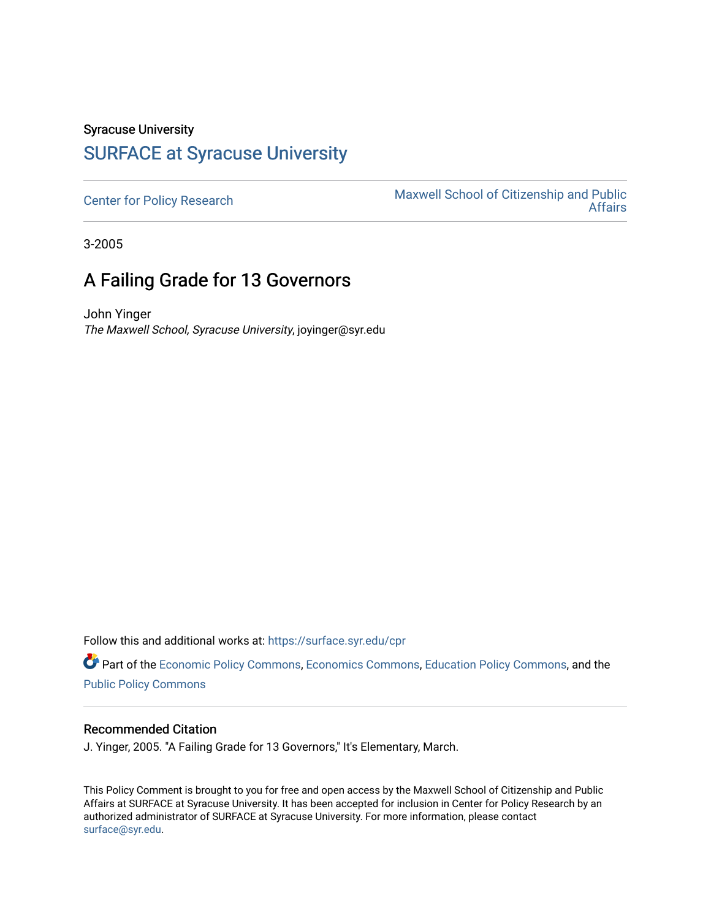Syracuse University

## SURFACE at Syracuse University

Center for Policy Research

Maxwell School of Citizenship and Public Affairs

3-2005

# A Failing Grade for 13 Governors

John Yinger
*The Maxwell School, Syracuse University*, joyinger@syr.edu

Follow this and additional works at: https://surface.syr.edu/cpr

Part of the Economic Policy Commons, Economics Commons, Education Policy Commons, and the Public Policy Commons

### Recommended Citation

J. Yinger, 2005. "A Failing Grade for 13 Governors," It's Elementary, March.

This Policy Comment is brought to you for free and open access by the Maxwell School of Citizenship and Public Affairs at SURFACE at Syracuse University. It has been accepted for inclusion in Center for Policy Research by an authorized administrator of SURFACE at Syracuse University. For more information, please contact surface@syr.edu.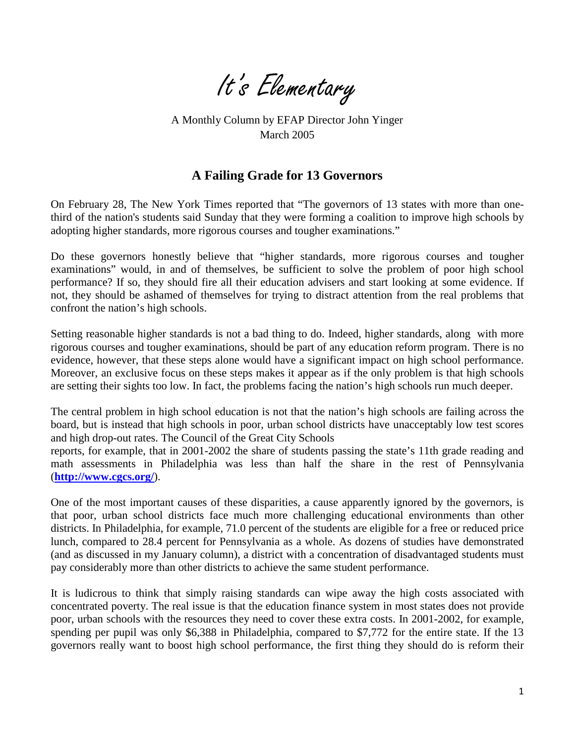# It's Elementary

A Monthly Column by EFAP Director John Yinger
March 2005

## A Failing Grade for 13 Governors

On February 28, The New York Times reported that "The governors of 13 states with more than one-third of the nation's students said Sunday that they were forming a coalition to improve high schools by adopting higher standards, more rigorous courses and tougher examinations."

Do these governors honestly believe that "higher standards, more rigorous courses and tougher examinations" would, in and of themselves, be sufficient to solve the problem of poor high school performance? If so, they should fire all their education advisers and start looking at some evidence. If not, they should be ashamed of themselves for trying to distract attention from the real problems that confront the nation's high schools.

Setting reasonable higher standards is not a bad thing to do. Indeed, higher standards, along with more rigorous courses and tougher examinations, should be part of any education reform program. There is no evidence, however, that these steps alone would have a significant impact on high school performance. Moreover, an exclusive focus on these steps makes it appear as if the only problem is that high schools are setting their sights too low. In fact, the problems facing the nation's high schools run much deeper.

The central problem in high school education is not that the nation's high schools are failing across the board, but is instead that high schools in poor, urban school districts have unacceptably low test scores and high drop-out rates. The Council of the Great City Schools reports, for example, that in 2001-2002 the share of students passing the state's 11th grade reading and math assessments in Philadelphia was less than half the share in the rest of Pennsylvania (**[http://www.cgcs.org/](http://www.cgcs.org/)**).

One of the most important causes of these disparities, a cause apparently ignored by the governors, is that poor, urban school districts face much more challenging educational environments than other districts. In Philadelphia, for example, 71.0 percent of the students are eligible for a free or reduced price lunch, compared to 28.4 percent for Pennsylvania as a whole. As dozens of studies have demonstrated (and as discussed in my January column), a district with a concentration of disadvantaged students must pay considerably more than other districts to achieve the same student performance.

It is ludicrous to think that simply raising standards can wipe away the high costs associated with concentrated poverty. The real issue is that the education finance system in most states does not provide poor, urban schools with the resources they need to cover these extra costs. In 2001-2002, for example, spending per pupil was only $6,388 in Philadelphia, compared to $7,772 for the entire state. If the 13 governors really want to boost high school performance, the first thing they should do is reform their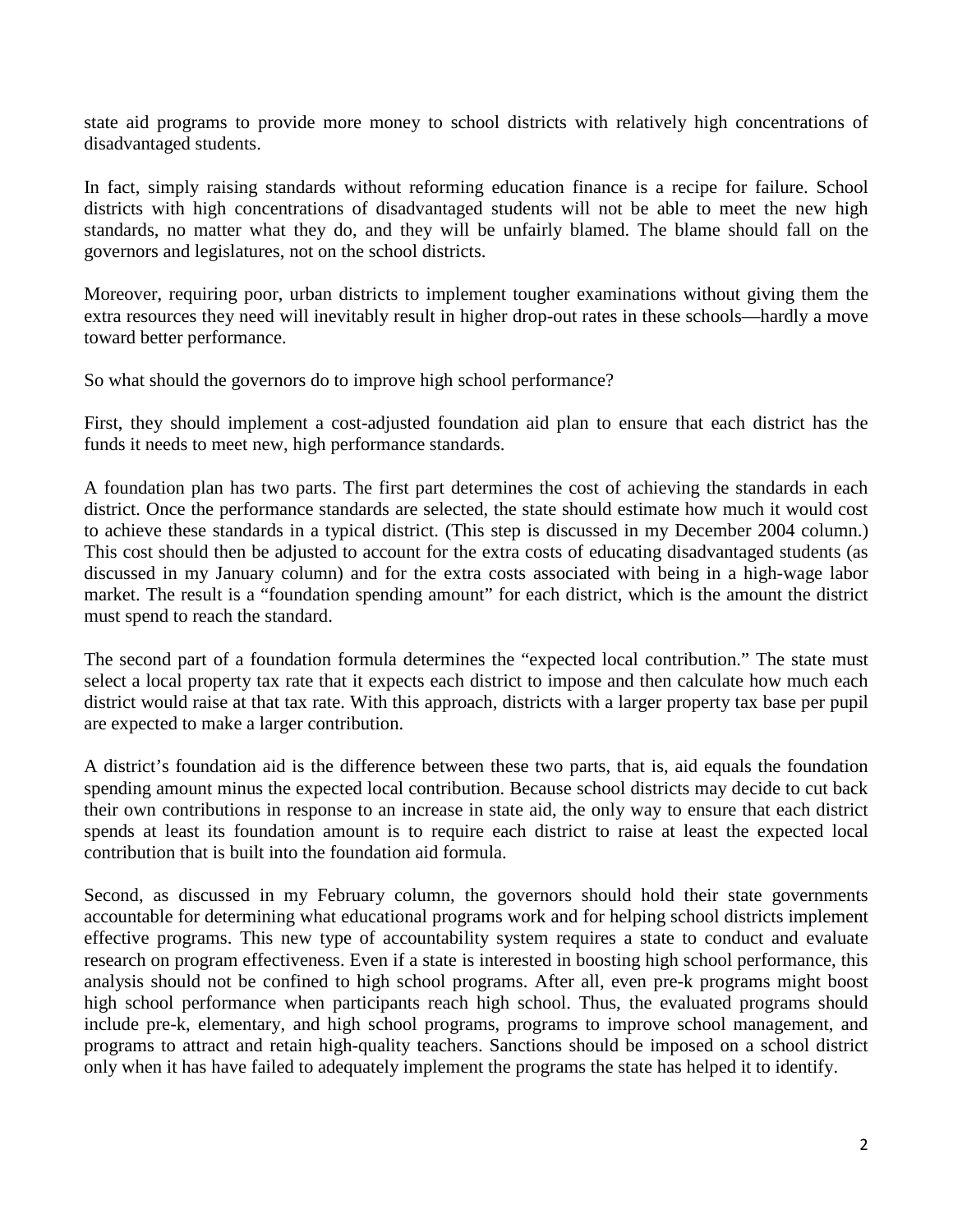state aid programs to provide more money to school districts with relatively high concentrations of disadvantaged students.

In fact, simply raising standards without reforming education finance is a recipe for failure. School districts with high concentrations of disadvantaged students will not be able to meet the new high standards, no matter what they do, and they will be unfairly blamed. The blame should fall on the governors and legislatures, not on the school districts.

Moreover, requiring poor, urban districts to implement tougher examinations without giving them the extra resources they need will inevitably result in higher drop-out rates in these schools—hardly a move toward better performance.

So what should the governors do to improve high school performance?

First, they should implement a cost-adjusted foundation aid plan to ensure that each district has the funds it needs to meet new, high performance standards.

A foundation plan has two parts. The first part determines the cost of achieving the standards in each district. Once the performance standards are selected, the state should estimate how much it would cost to achieve these standards in a typical district. (This step is discussed in my December 2004 column.) This cost should then be adjusted to account for the extra costs of educating disadvantaged students (as discussed in my January column) and for the extra costs associated with being in a high-wage labor market. The result is a "foundation spending amount" for each district, which is the amount the district must spend to reach the standard.

The second part of a foundation formula determines the "expected local contribution." The state must select a local property tax rate that it expects each district to impose and then calculate how much each district would raise at that tax rate. With this approach, districts with a larger property tax base per pupil are expected to make a larger contribution.

A district's foundation aid is the difference between these two parts, that is, aid equals the foundation spending amount minus the expected local contribution. Because school districts may decide to cut back their own contributions in response to an increase in state aid, the only way to ensure that each district spends at least its foundation amount is to require each district to raise at least the expected local contribution that is built into the foundation aid formula.

Second, as discussed in my February column, the governors should hold their state governments accountable for determining what educational programs work and for helping school districts implement effective programs. This new type of accountability system requires a state to conduct and evaluate research on program effectiveness. Even if a state is interested in boosting high school performance, this analysis should not be confined to high school programs. After all, even pre-k programs might boost high school performance when participants reach high school. Thus, the evaluated programs should include pre-k, elementary, and high school programs, programs to improve school management, and programs to attract and retain high-quality teachers. Sanctions should be imposed on a school district only when it has have failed to adequately implement the programs the state has helped it to identify.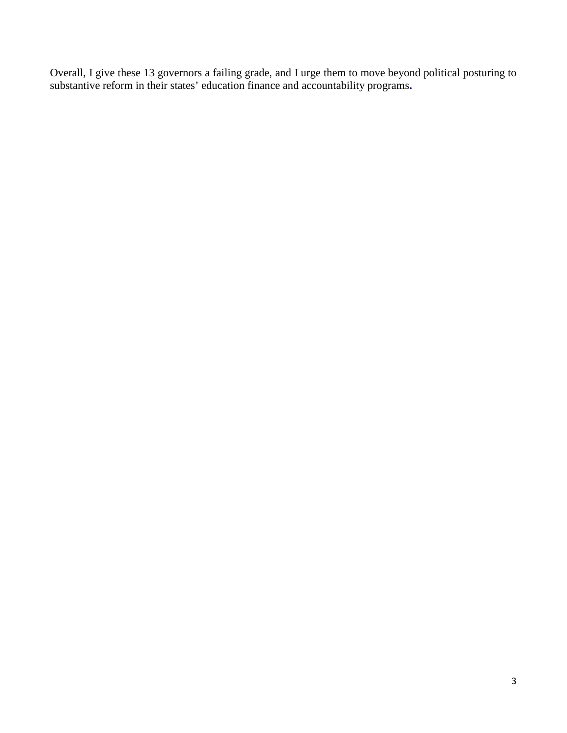Overall, I give these 13 governors a failing grade, and I urge them to move beyond political posturing to substantive reform in their states' education finance and accountability programs.